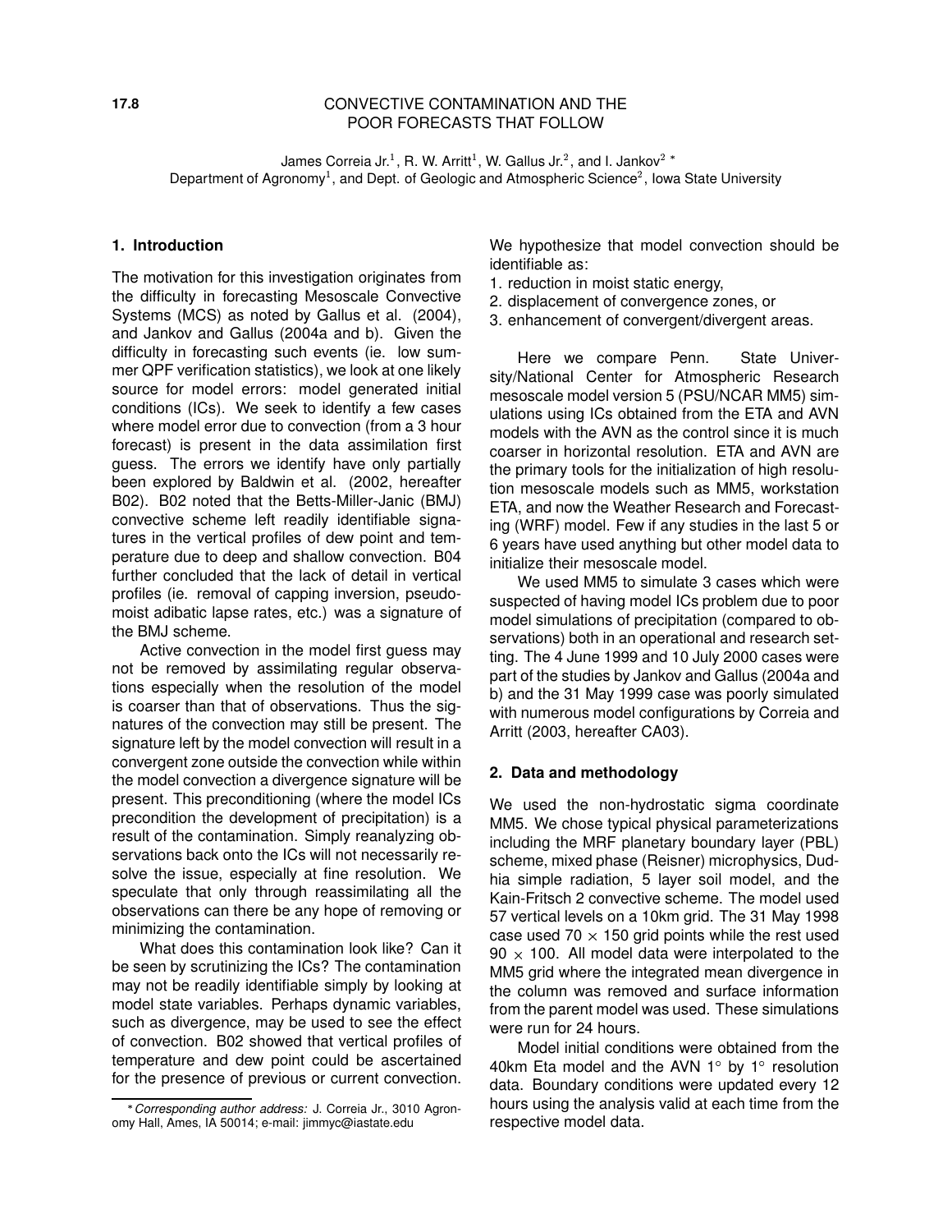17.8

# CONVECTIVE CONTAMINATION AND THE POOR FORECASTS THAT FOLLOW

James Correia Jr.[1], R. W. Arritt[1], W. Gallus Jr.[2], and I. Jankov[2] *
Department of Agronomy[1], and Dept. of Geologic and Atmospheric Science[2], Iowa State University

## 1. Introduction

The motivation for this investigation originates from the difficulty in forecasting Mesoscale Convective Systems (MCS) as noted by Gallus et al. (2004), and Jankov and Gallus (2004a and b). Given the difficulty in forecasting such events (ie. low summer QPF verification statistics), we look at one likely source for model errors: model generated initial conditions (ICs). We seek to identify a few cases where model error due to convection (from a 3 hour forecast) is present in the data assimilation first guess. The errors we identify have only partially been explored by Baldwin et al. (2002, hereafter B02). B02 noted that the Betts-Miller-Janic (BMJ) convective scheme left readily identifiable signatures in the vertical profiles of dew point and temperature due to deep and shallow convection. B04 further concluded that the lack of detail in vertical profiles (ie. removal of capping inversion, pseudo-moist adibatic lapse rates, etc.) was a signature of the BMJ scheme.

Active convection in the model first guess may not be removed by assimilating regular observations especially when the resolution of the model is coarser than that of observations. Thus the signatures of the convection may still be present. The signature left by the model convection will result in a convergent zone outside the convection while within the model convection a divergence signature will be present. This preconditioning (where the model ICs precondition the development of precipitation) is a result of the contamination. Simply reanalyzing observations back onto the ICs will not necessarily resolve the issue, especially at fine resolution. We speculate that only through reassimilating all the observations can there be any hope of removing or minimizing the contamination.

What does this contamination look like? Can it be seen by scrutinizing the ICs? The contamination may not be readily identifiable simply by looking at model state variables. Perhaps dynamic variables, such as divergence, may be used to see the effect of convection. B02 showed that vertical profiles of temperature and dew point could be ascertained for the presence of previous or current convection. We hypothesize that model convection should be identifiable as:

1. reduction in moist static energy,
2. displacement of convergence zones, or
3. enhancement of convergent/divergent areas.

Here we compare Penn. State University/National Center for Atmospheric Research mesoscale model version 5 (PSU/NCAR MM5) simulations using ICs obtained from the ETA and AVN models with the AVN as the control since it is much coarser in horizontal resolution. ETA and AVN are the primary tools for the initialization of high resolution mesoscale models such as MM5, workstation ETA, and now the Weather Research and Forecasting (WRF) model. Few if any studies in the last 5 or 6 years have used anything but other model data to initialize their mesoscale model.

We used MM5 to simulate 3 cases which were suspected of having model ICs problem due to poor model simulations of precipitation (compared to observations) both in an operational and research setting. The 4 June 1999 and 10 July 2000 cases were part of the studies by Jankov and Gallus (2004a and b) and the 31 May 1999 case was poorly simulated with numerous model configurations by Correia and Arritt (2003, hereafter CA03).

## 2. Data and methodology

We used the non-hydrostatic sigma coordinate MM5. We chose typical physical parameterizations including the MRF planetary boundary layer (PBL) scheme, mixed phase (Reisner) microphysics, Dudhia simple radiation, 5 layer soil model, and the Kain-Fritsch 2 convective scheme. The model used 57 vertical levels on a 10km grid. The 31 May 1998 case used $70 \times 150$ grid points while the rest used $90 \times 100$. All model data were interpolated to the MM5 grid where the integrated mean divergence in the column was removed and surface information from the parent model was used. These simulations were run for 24 hours.

Model initial conditions were obtained from the 40km Eta model and the AVN 1° by 1° resolution data. Boundary conditions were updated every 12 hours using the analysis valid at each time from the respective model data.

---

* *Corresponding author address:* J. Correia Jr., 3010 Agronomy Hall, Ames, IA 50014; e-mail: jimmyc@iastate.edu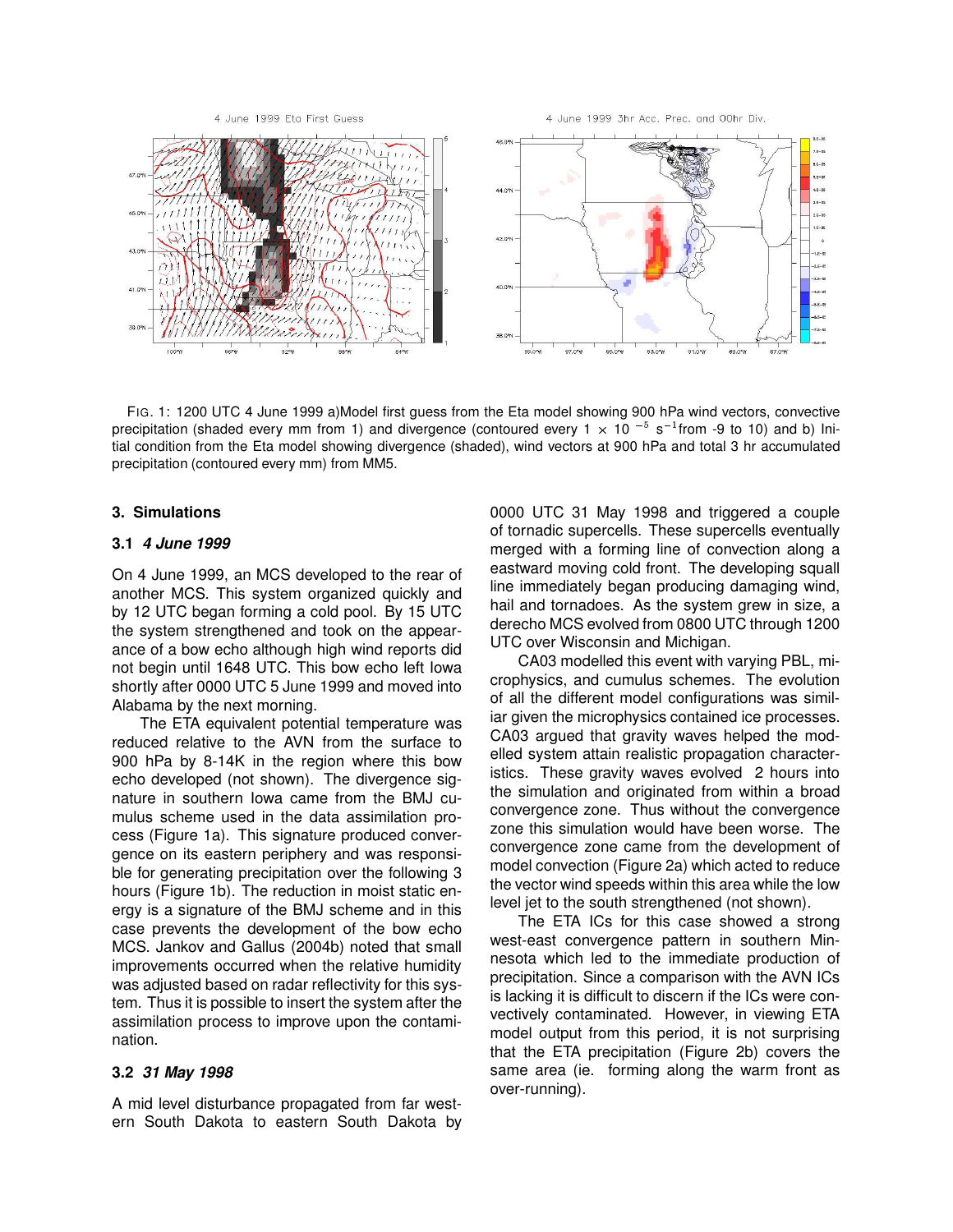FIG. 1: 1200 UTC 4 June 1999 a)Model first guess from the Eta model showing 900 hPa wind vectors, convective precipitation (shaded every mm from 1) and divergence (contoured every 1 $\times$ 10 $^{-5}$ s$^{-1}$from -9 to 10) and b) Initial condition from the Eta model showing divergence (shaded), wind vectors at 900 hPa and total 3 hr accumulated precipitation (contoured every mm) from MM5.

### 3. Simulations

#### 3.1 *4 June 1999*

On 4 June 1999, an MCS developed to the rear of another MCS. This system organized quickly and by 12 UTC began forming a cold pool. By 15 UTC the system strengthened and took on the appearance of a bow echo although high wind reports did not begin until 1648 UTC. This bow echo left Iowa shortly after 0000 UTC 5 June 1999 and moved into Alabama by the next morning.

The ETA equivalent potential temperature was reduced relative to the AVN from the surface to 900 hPa by 8-14K in the region where this bow echo developed (not shown). The divergence signature in southern Iowa came from the BMJ cumulus scheme used in the data assimilation process (Figure 1a). This signature produced convergence on its eastern periphery and was responsible for generating precipitation over the following 3 hours (Figure 1b). The reduction in moist static energy is a signature of the BMJ scheme and in this case prevents the development of the bow echo MCS. Jankov and Gallus (2004b) noted that small improvements occurred when the relative humidity was adjusted based on radar reflectivity for this system. Thus it is possible to insert the system after the assimilation process to improve upon the contamination.

#### 3.2 *31 May 1998*

A mid level disturbance propagated from far western South Dakota to eastern South Dakota by 0000 UTC 31 May 1998 and triggered a couple of tornadic supercells. These supercells eventually merged with a forming line of convection along a eastward moving cold front. The developing squall line immediately began producing damaging wind, hail and tornadoes. As the system grew in size, a derecho MCS evolved from 0800 UTC through 1200 UTC over Wisconsin and Michigan.

CA03 modelled this event with varying PBL, microphysics, and cumulus schemes. The evolution of all the different model configurations was similiar given the microphysics contained ice processes. CA03 argued that gravity waves helped the modelled system attain realistic propagation characteristics. These gravity waves evolved 2 hours into the simulation and originated from within a broad convergence zone. Thus without the convergence zone this simulation would have been worse. The convergence zone came from the development of model convection (Figure 2a) which acted to reduce the vector wind speeds within this area while the low level jet to the south strengthened (not shown).

The ETA ICs for this case showed a strong west-east convergence pattern in southern Minnesota which led to the immediate production of precipitation. Since a comparison with the AVN ICs is lacking it is difficult to discern if the ICs were convectively contaminated. However, in viewing ETA model output from this period, it is not surprising that the ETA precipitation (Figure 2b) covers the same area (ie. forming along the warm front as over-running).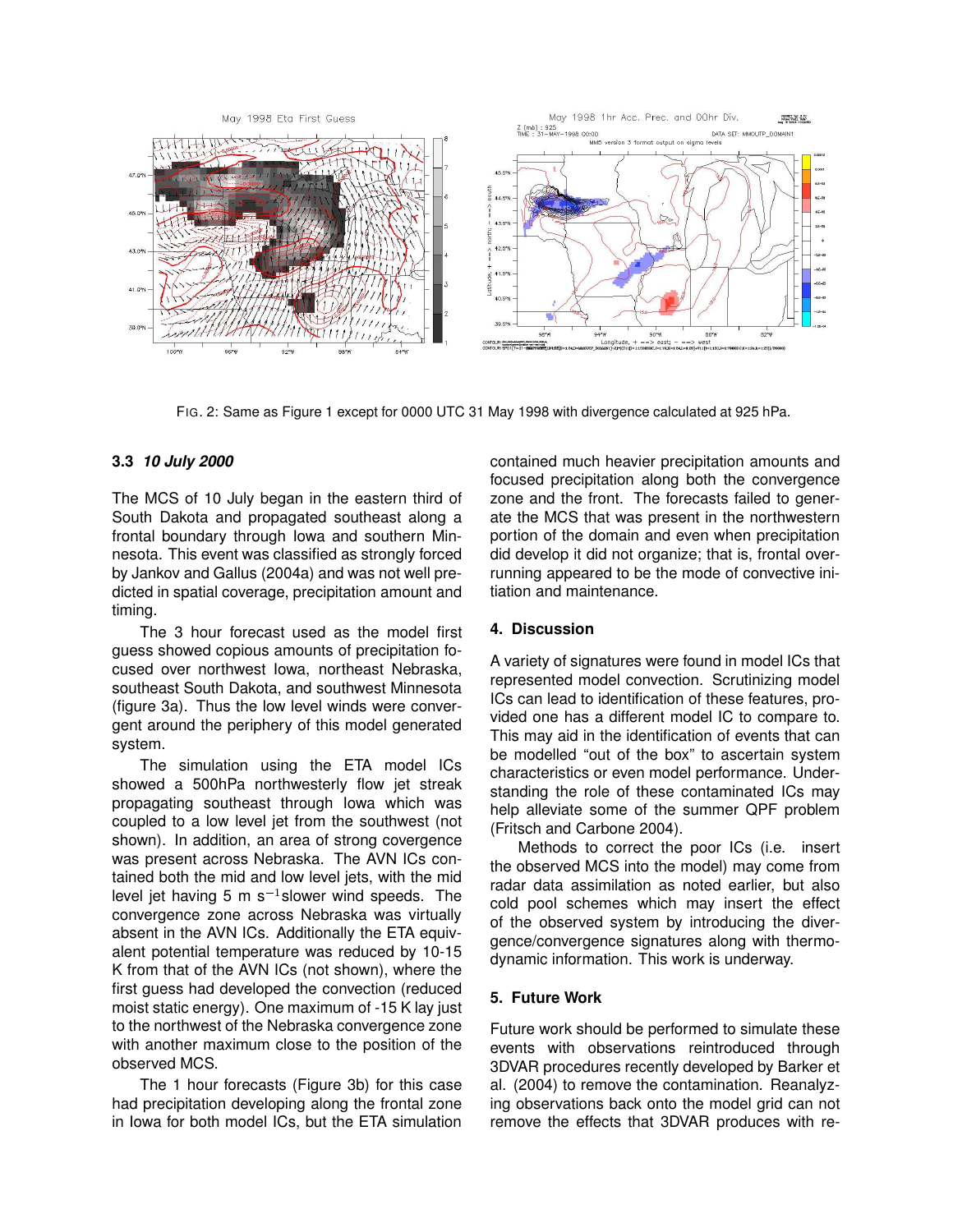FIG. 2: Same as Figure 1 except for 0000 UTC 31 May 1998 with divergence calculated at 925 hPa.

### 3.3 *10 July 2000*

The MCS of 10 July began in the eastern third of South Dakota and propagated southeast along a frontal boundary through Iowa and southern Minnesota. This event was classified as strongly forced by Jankov and Gallus (2004a) and was not well predicted in spatial coverage, precipitation amount and timing.

The 3 hour forecast used as the model first guess showed copious amounts of precipitation focused over northwest Iowa, northeast Nebraska, southeast South Dakota, and southwest Minnesota (figure 3a). Thus the low level winds were convergent around the periphery of this model generated system.

The simulation using the ETA model ICs showed a 500hPa northwesterly flow jet streak propagating southeast through Iowa which was coupled to a low level jet from the southwest (not shown). In addition, an area of strong covergence was present across Nebraska. The AVN ICs contained both the mid and low level jets, with the mid level jet having 5 m $s^{-1}$slower wind speeds. The convergence zone across Nebraska was virtually absent in the AVN ICs. Additionally the ETA equivalent potential temperature was reduced by 10-15 K from that of the AVN ICs (not shown), where the first guess had developed the convection (reduced moist static energy). One maximum of -15 K lay just to the northwest of the Nebraska convergence zone with another maximum close to the position of the observed MCS.

The 1 hour forecasts (Figure 3b) for this case had precipitation developing along the frontal zone in Iowa for both model ICs, but the ETA simulation contained much heavier precipitation amounts and focused precipitation along both the convergence zone and the front. The forecasts failed to generate the MCS that was present in the northwestern portion of the domain and even when precipitation did develop it did not organize; that is, frontal overrunning appeared to be the mode of convective initiation and maintenance.

## 4. Discussion

A variety of signatures were found in model ICs that represented model convection. Scrutinizing model ICs can lead to identification of these features, provided one has a different model IC to compare to. This may aid in the identification of events that can be modelled "out of the box" to ascertain system characteristics or even model performance. Understanding the role of these contaminated ICs may help alleviate some of the summer QPF problem (Fritsch and Carbone 2004).

Methods to correct the poor ICs (i.e. insert the observed MCS into the model) may come from radar data assimilation as noted earlier, but also cold pool schemes which may insert the effect of the observed system by introducing the divergence/convergence signatures along with thermodynamic information. This work is underway.

## 5. Future Work

Future work should be performed to simulate these events with observations reintroduced through 3DVAR procedures recently developed by Barker et al. (2004) to remove the contamination. Reanalyzing observations back onto the model grid can not remove the effects that 3DVAR produces with re-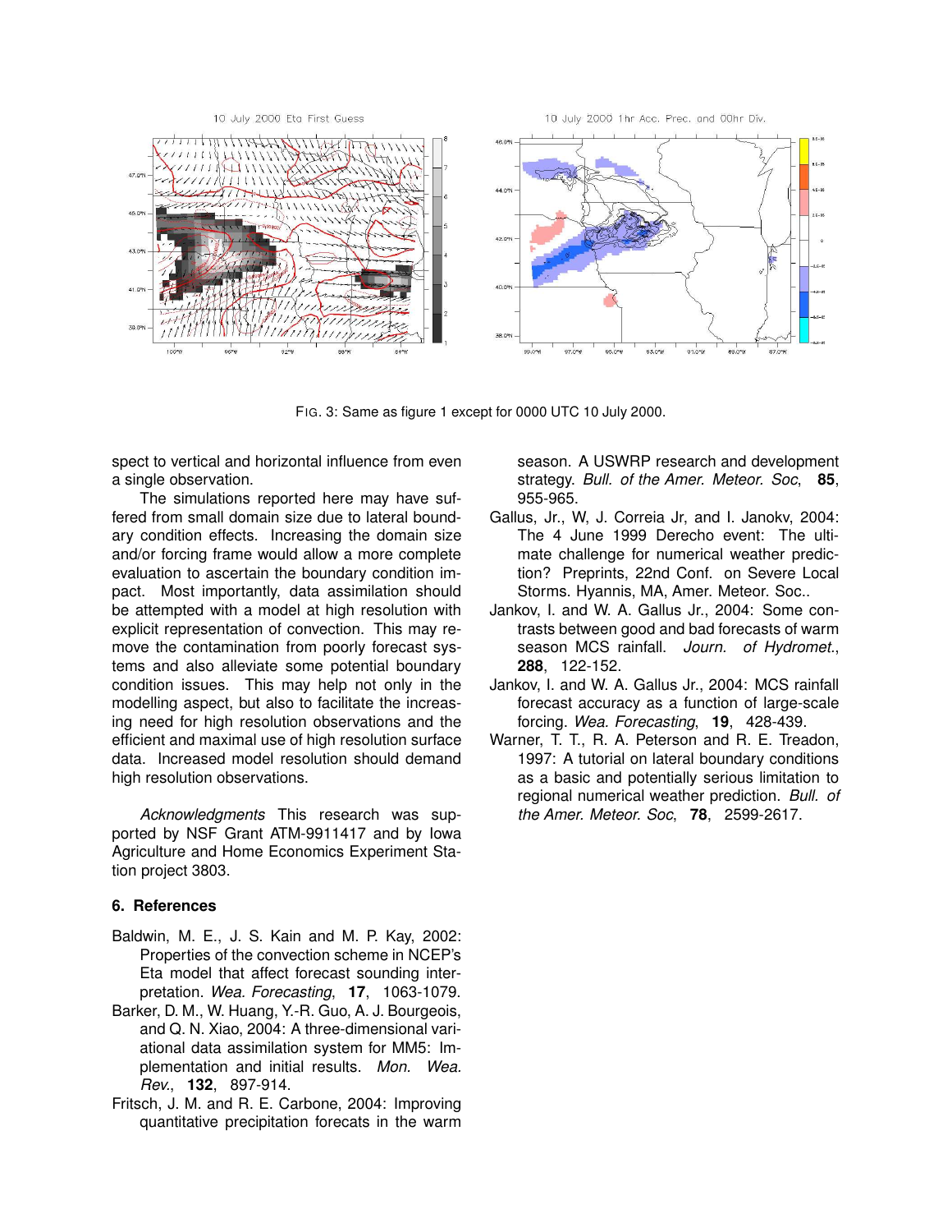10 July 2000 Eta First Guess

10 July 2000 1hr Acc. Prec. and 00hr Div.

FIG. 3: Same as figure 1 except for 0000 UTC 10 July 2000.

spect to vertical and horizontal influence from even a single observation.

The simulations reported here may have suffered from small domain size due to lateral boundary condition effects. Increasing the domain size and/or forcing frame would allow a more complete evaluation to ascertain the boundary condition impact. Most importantly, data assimilation should be attempted with a model at high resolution with explicit representation of convection. This may remove the contamination from poorly forecast systems and also alleviate some potential boundary condition issues. This may help not only in the modelling aspect, but also to facilitate the increasing need for high resolution observations and the efficient and maximal use of high resolution surface data. Increased model resolution should demand high resolution observations.

*Acknowledgments* This research was supported by NSF Grant ATM-9911417 and by Iowa Agriculture and Home Economics Experiment Station project 3803.

## 6. References

Baldwin, M. E., J. S. Kain and M. P. Kay, 2002: Properties of the convection scheme in NCEP's Eta model that affect forecast sounding interpretation. *Wea. Forecasting*, **17**, 1063-1079.

Barker, D. M., W. Huang, Y.-R. Guo, A. J. Bourgeois, and Q. N. Xiao, 2004: A three-dimensional variational data assimilation system for MM5: Implementation and initial results. *Mon. Wea. Rev.*, **132**, 897-914.

Fritsch, J. M. and R. E. Carbone, 2004: Improving quantitative precipitation forecasts in the warm season. A USWRP research and development strategy. *Bull. of the Amer. Meteor. Soc*, **85**, 955-965.

Gallus, Jr., W, J. Correia Jr, and I. Janokv, 2004: The 4 June 1999 Derecho event: The ultimate challenge for numerical weather prediction? Preprints, 22nd Conf. on Severe Local Storms. Hyannis, MA, Amer. Meteor. Soc..

Jankov, I. and W. A. Gallus Jr., 2004: Some contrasts between good and bad forecasts of warm season MCS rainfall. *Journ. of Hydromet.*, **288**, 122-152.

Jankov, I. and W. A. Gallus Jr., 2004: MCS rainfall forecast accuracy as a function of large-scale forcing. *Wea. Forecasting*, **19**, 428-439.

Warner, T. T., R. A. Peterson and R. E. Treadon, 1997: A tutorial on lateral boundary conditions as a basic and potentially serious limitation to regional numerical weather prediction. *Bull. of the Amer. Meteor. Soc*, **78**, 2599-2617.